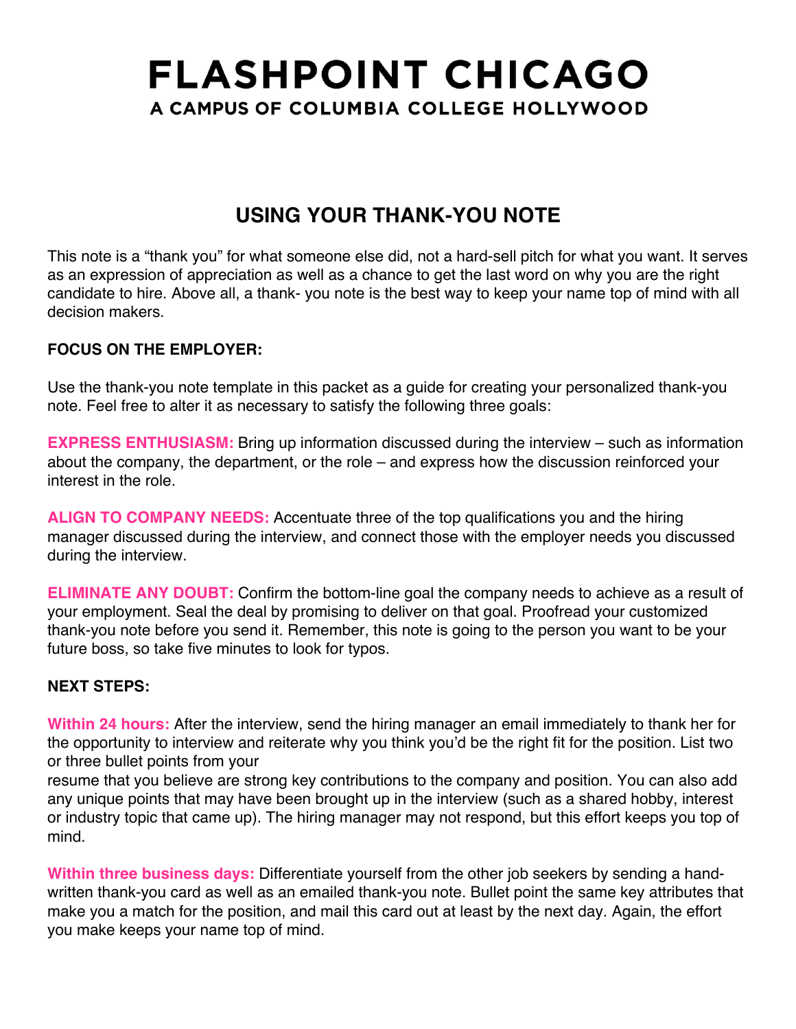# FLASHPOINT CHICAGO

**A CAMPUS OF COLUMBIA COLLEGE HOLLYWOOD**

## USING YOUR THANK-YOU NOTE

This note is a "thank you" for what someone else did, not a hard-sell pitch for what you want. It serves as an expression of appreciation as well as a chance to get the last word on why you are the right candidate to hire. Above all, a thank- you note is the best way to keep your name top of mind with all decision makers.

**FOCUS ON THE EMPLOYER:**

Use the thank-you note template in this packet as a guide for creating your personalized thank-you note. Feel free to alter it as necessary to satisfy the following three goals:

**EXPRESS ENTHUSIASM:** Bring up information discussed during the interview – such as information about the company, the department, or the role – and express how the discussion reinforced your interest in the role.

**ALIGN TO COMPANY NEEDS:** Accentuate three of the top qualifications you and the hiring manager discussed during the interview, and connect those with the employer needs you discussed during the interview.

**ELIMINATE ANY DOUBT:** Confirm the bottom-line goal the company needs to achieve as a result of your employment. Seal the deal by promising to deliver on that goal. Proofread your customized thank-you note before you send it. Remember, this note is going to the person you want to be your future boss, so take five minutes to look for typos.

**NEXT STEPS:**

**Within 24 hours:** After the interview, send the hiring manager an email immediately to thank her for the opportunity to interview and reiterate why you think you'd be the right fit for the position. List two or three bullet points from your resume that you believe are strong key contributions to the company and position. You can also add any unique points that may have been brought up in the interview (such as a shared hobby, interest or industry topic that came up). The hiring manager may not respond, but this effort keeps you top of mind.

**Within three business days:** Differentiate yourself from the other job seekers by sending a hand-written thank-you card as well as an emailed thank-you note. Bullet point the same key attributes that make you a match for the position, and mail this card out at least by the next day. Again, the effort you make keeps your name top of mind.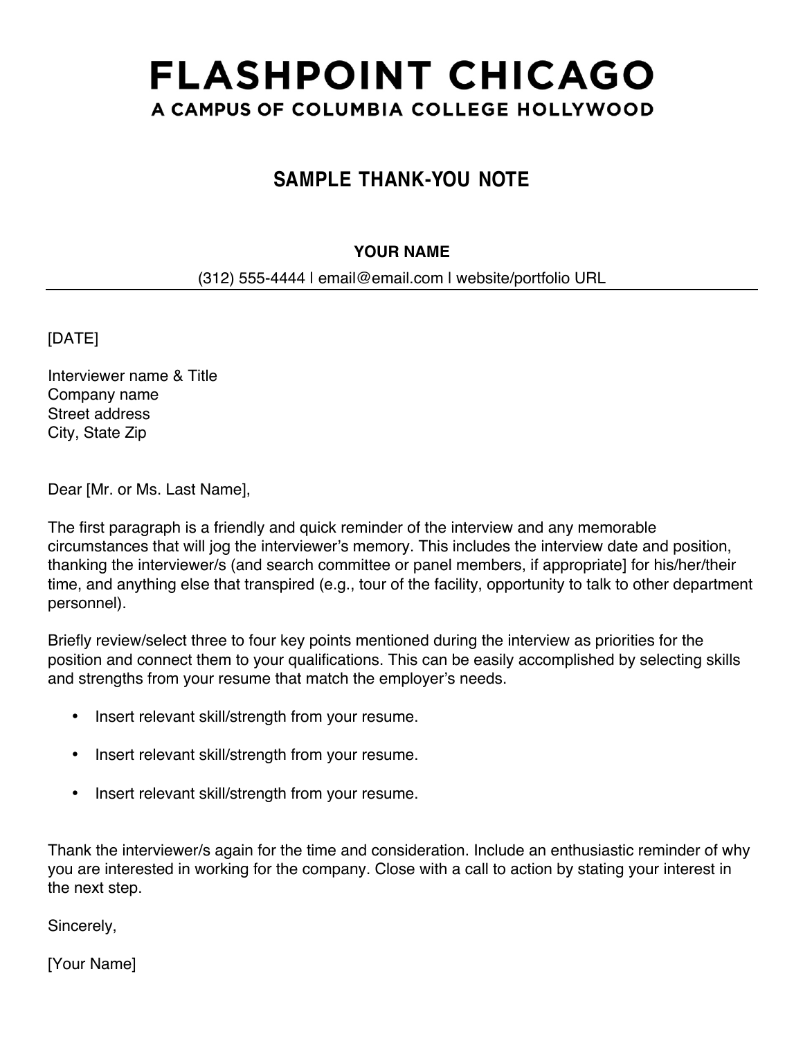# FLASHPOINT CHICAGO

### A CAMPUS OF COLUMBIA COLLEGE HOLLYWOOD

## SAMPLE THANK-YOU NOTE

**YOUR NAME**

(312) 555-4444 | email@email.com | website/portfolio URL

---

[DATE]

Interviewer name & Title
Company name
Street address
City, State Zip

Dear [Mr. or Ms. Last Name],

The first paragraph is a friendly and quick reminder of the interview and any memorable circumstances that will jog the interviewer's memory. This includes the interview date and position, thanking the interviewer/s (and search committee or panel members, if appropriate] for his/her/their time, and anything else that transpired (e.g., tour of the facility, opportunity to talk to other department personnel).

Briefly review/select three to four key points mentioned during the interview as priorities for the position and connect them to your qualifications. This can be easily accomplished by selecting skills and strengths from your resume that match the employer's needs.

- Insert relevant skill/strength from your resume.
- Insert relevant skill/strength from your resume.
- Insert relevant skill/strength from your resume.

Thank the interviewer/s again for the time and consideration. Include an enthusiastic reminder of why you are interested in working for the company. Close with a call to action by stating your interest in the next step.

Sincerely,

[Your Name]